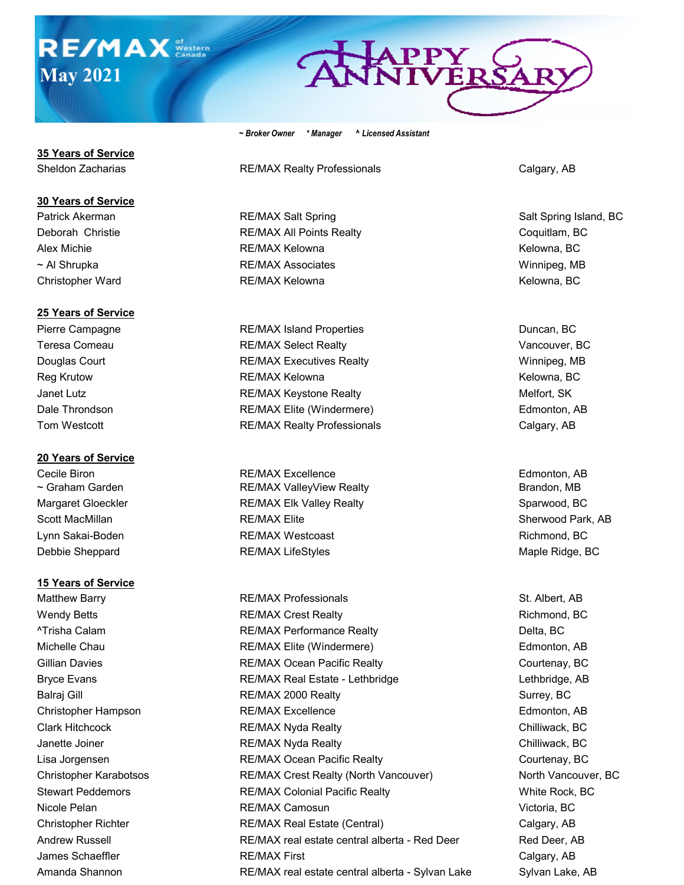RE/MAX of Western Canada

May 2021

# Happy Anniversary

*~ Broker Owner   * Manager   ^ Licensed Assistant*

## 35 Years of Service

| | | |
|---|---|---|
| Sheldon Zacharias | RE/MAX Realty Professionals | Calgary, AB |

## 30 Years of Service

| | | |
|---|---|---|
| Patrick Akerman | RE/MAX Salt Spring | Salt Spring Island, BC |
| Deborah Christie | RE/MAX All Points Realty | Coquitlam, BC |
| Alex Michie | RE/MAX Kelowna | Kelowna, BC |
| ~ Al Shrupka | RE/MAX Associates | Winnipeg, MB |
| Christopher Ward | RE/MAX Kelowna | Kelowna, BC |

## 25 Years of Service

| | | |
|---|---|---|
| Pierre Campagne | RE/MAX Island Properties | Duncan, BC |
| Teresa Comeau | RE/MAX Select Realty | Vancouver, BC |
| Douglas Court | RE/MAX Executives Realty | Winnipeg, MB |
| Reg Krutow | RE/MAX Kelowna | Kelowna, BC |
| Janet Lutz | RE/MAX Keystone Realty | Melfort, SK |
| Dale Throndson | RE/MAX Elite (Windermere) | Edmonton, AB |
| Tom Westcott | RE/MAX Realty Professionals | Calgary, AB |

## 20 Years of Service

| | | |
|---|---|---|
| Cecile Biron | RE/MAX Excellence | Edmonton, AB |
| ~ Graham Garden | RE/MAX ValleyView Realty | Brandon, MB |
| Margaret Gloeckler | RE/MAX Elk Valley Realty | Sparwood, BC |
| Scott MacMillan | RE/MAX Elite | Sherwood Park, AB |
| Lynn Sakai-Boden | RE/MAX Westcoast | Richmond, BC |
| Debbie Sheppard | RE/MAX LifeStyles | Maple Ridge, BC |

## 15 Years of Service

| | | |
|---|---|---|
| Matthew Barry | RE/MAX Professionals | St. Albert, AB |
| Wendy Betts | RE/MAX Crest Realty | Richmond, BC |
| ^Trisha Calam | RE/MAX Performance Realty | Delta, BC |
| Michelle Chau | RE/MAX Elite (Windermere) | Edmonton, AB |
| Gillian Davies | RE/MAX Ocean Pacific Realty | Courtenay, BC |
| Bryce Evans | RE/MAX Real Estate - Lethbridge | Lethbridge, AB |
| Balraj Gill | RE/MAX 2000 Realty | Surrey, BC |
| Christopher Hampson | RE/MAX Excellence | Edmonton, AB |
| Clark Hitchcock | RE/MAX Nyda Realty | Chilliwack, BC |
| Janette Joiner | RE/MAX Nyda Realty | Chilliwack, BC |
| Lisa Jorgensen | RE/MAX Ocean Pacific Realty | Courtenay, BC |
| Christopher Karabotsos | RE/MAX Crest Realty (North Vancouver) | North Vancouver, BC |
| Stewart Peddemors | RE/MAX Colonial Pacific Realty | White Rock, BC |
| Nicole Pelan | RE/MAX Camosun | Victoria, BC |
| Christopher Richter | RE/MAX Real Estate (Central) | Calgary, AB |
| Andrew Russell | RE/MAX real estate central alberta - Red Deer | Red Deer, AB |
| James Schaeffler | RE/MAX First | Calgary, AB |
| Amanda Shannon | RE/MAX real estate central alberta - Sylvan Lake | Sylvan Lake, AB |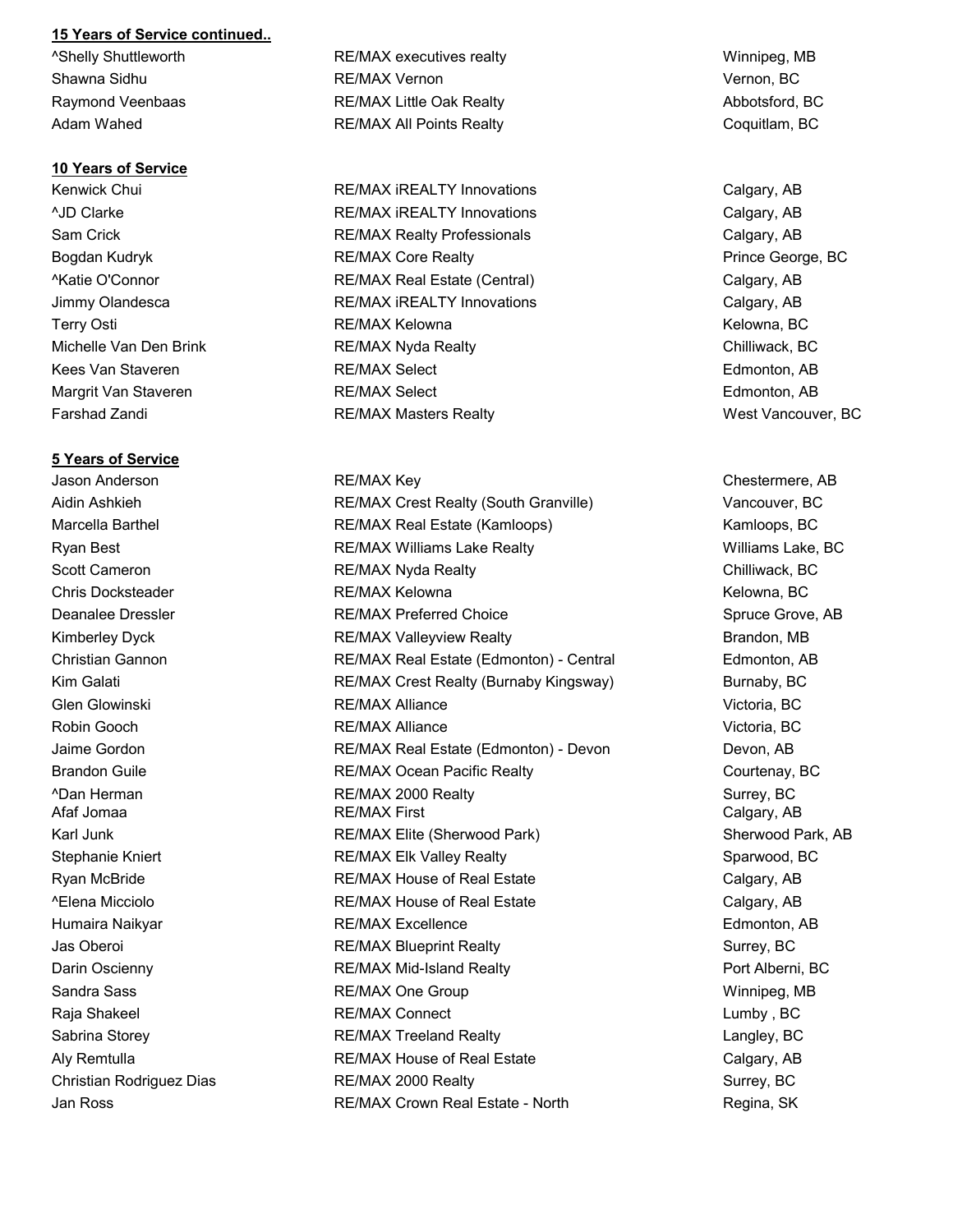**15 Years of Service continued..**

| | | |
|---|---|---|
| ^Shelly Shuttleworth | RE/MAX executives realty | Winnipeg, MB |
| Shawna Sidhu | RE/MAX Vernon | Vernon, BC |
| Raymond Veenbaas | RE/MAX Little Oak Realty | Abbotsford, BC |
| Adam Wahed | RE/MAX All Points Realty | Coquitlam, BC |

**10 Years of Service**

| | | |
|---|---|---|
| Kenwick Chui | RE/MAX iREALTY Innovations | Calgary, AB |
| ^JD Clarke | RE/MAX iREALTY Innovations | Calgary, AB |
| Sam Crick | RE/MAX Realty Professionals | Calgary, AB |
| Bogdan Kudryk | RE/MAX Core Realty | Prince George, BC |
| ^Katie O'Connor | RE/MAX Real Estate (Central) | Calgary, AB |
| Jimmy Olandesca | RE/MAX iREALTY Innovations | Calgary, AB |
| Terry Osti | RE/MAX Kelowna | Kelowna, BC |
| Michelle Van Den Brink | RE/MAX Nyda Realty | Chilliwack, BC |
| Kees Van Staveren | RE/MAX Select | Edmonton, AB |
| Margrit Van Staveren | RE/MAX Select | Edmonton, AB |
| Farshad Zandi | RE/MAX Masters Realty | West Vancouver, BC |

**5 Years of Service**

| | | |
|---|---|---|
| Jason Anderson | RE/MAX Key | Chestermere, AB |
| Aidin Ashkieh | RE/MAX Crest Realty (South Granville) | Vancouver, BC |
| Marcella Barthel | RE/MAX Real Estate (Kamloops) | Kamloops, BC |
| Ryan Best | RE/MAX Williams Lake Realty | Williams Lake, BC |
| Scott Cameron | RE/MAX Nyda Realty | Chilliwack, BC |
| Chris Docksteader | RE/MAX Kelowna | Kelowna, BC |
| Deanalee Dressler | RE/MAX Preferred Choice | Spruce Grove, AB |
| Kimberley Dyck | RE/MAX Valleyview Realty | Brandon, MB |
| Christian Gannon | RE/MAX Real Estate (Edmonton) - Central | Edmonton, AB |
| Kim Galati | RE/MAX Crest Realty (Burnaby Kingsway) | Burnaby, BC |
| Glen Glowinski | RE/MAX Alliance | Victoria, BC |
| Robin Gooch | RE/MAX Alliance | Victoria, BC |
| Jaime Gordon | RE/MAX Real Estate (Edmonton) - Devon | Devon, AB |
| Brandon Guile | RE/MAX Ocean Pacific Realty | Courtenay, BC |
| ^Dan Herman | RE/MAX 2000 Realty | Surrey, BC |
| Afaf Jomaa | RE/MAX First | Calgary, AB |
| Karl Junk | RE/MAX Elite (Sherwood Park) | Sherwood Park, AB |
| Stephanie Kniert | RE/MAX Elk Valley Realty | Sparwood, BC |
| Ryan McBride | RE/MAX House of Real Estate | Calgary, AB |
| ^Elena Micciolo | RE/MAX House of Real Estate | Calgary, AB |
| Humaira Naikyar | RE/MAX Excellence | Edmonton, AB |
| Jas Oberoi | RE/MAX Blueprint Realty | Surrey, BC |
| Darin Oscienny | RE/MAX Mid-Island Realty | Port Alberni, BC |
| Sandra Sass | RE/MAX One Group | Winnipeg, MB |
| Raja Shakeel | RE/MAX Connect | Lumby , BC |
| Sabrina Storey | RE/MAX Treeland Realty | Langley, BC |
| Aly Remtulla | RE/MAX House of Real Estate | Calgary, AB |
| Christian Rodriguez Dias | RE/MAX 2000 Realty | Surrey, BC |
| Jan Ross | RE/MAX Crown Real Estate - North | Regina, SK |